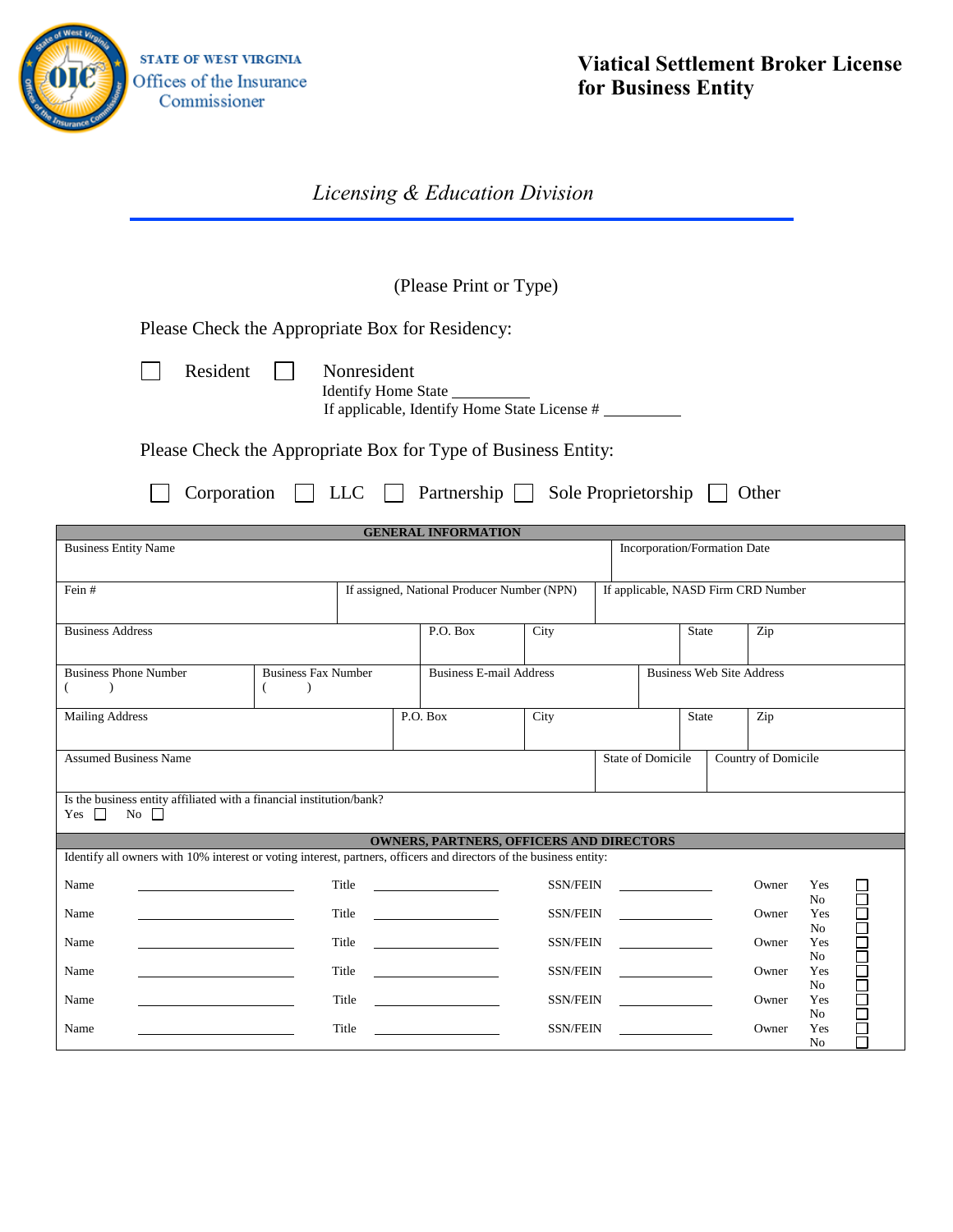STATE OF WEST VIRGINIA
Offices of the Insurance Commissioner

# Viatical Settlement Broker License for Business Entity

*Licensing & Education Division*

(Please Print or Type)

Please Check the Appropriate Box for Residency:

☐ Resident ☐ Nonresident
Identify Home State __________
If applicable, Identify Home State License # __________

Please Check the Appropriate Box for Type of Business Entity:

☐ Corporation ☐ LLC ☐ Partnership ☐ Sole Proprietorship ☐ Other

| GENERAL INFORMATION | | | | | |
|---|---|---|---|---|---|
| Business Entity Name | | | | Incorporation/Formation Date | |
| Fein # | If assigned, National Producer Number (NPN) | | If applicable, NASD Firm CRD Number | | |
| Business Address | P.O. Box | City | | State | Zip |
| Business Phone Number ( ) | Business Fax Number ( ) | Business E-mail Address | | Business Web Site Address | |
| Mailing Address | P.O. Box | City | | State | Zip |
| Assumed Business Name | | | | State of Domicile | Country of Domicile |
| Is the business entity affiliated with a financial institution/bank? Yes ☐ No ☐ | | | | | |

| OWNERS, PARTNERS, OFFICERS AND DIRECTORS | | | |
|---|---|---|---|
| Identify all owners with 10% interest or voting interest, partners, officers and directors of the business entity: | | | |
| Name __________ | Title __________ | SSN/FEIN __________ | Owner Yes ☐ No ☐ |
| Name __________ | Title __________ | SSN/FEIN __________ | Owner Yes ☐ No ☐ |
| Name __________ | Title __________ | SSN/FEIN __________ | Owner Yes ☐ No ☐ |
| Name __________ | Title __________ | SSN/FEIN __________ | Owner Yes ☐ No ☐ |
| Name __________ | Title __________ | SSN/FEIN __________ | Owner Yes ☐ No ☐ |
| Name __________ | Title __________ | SSN/FEIN __________ | Owner Yes ☐ No ☐ |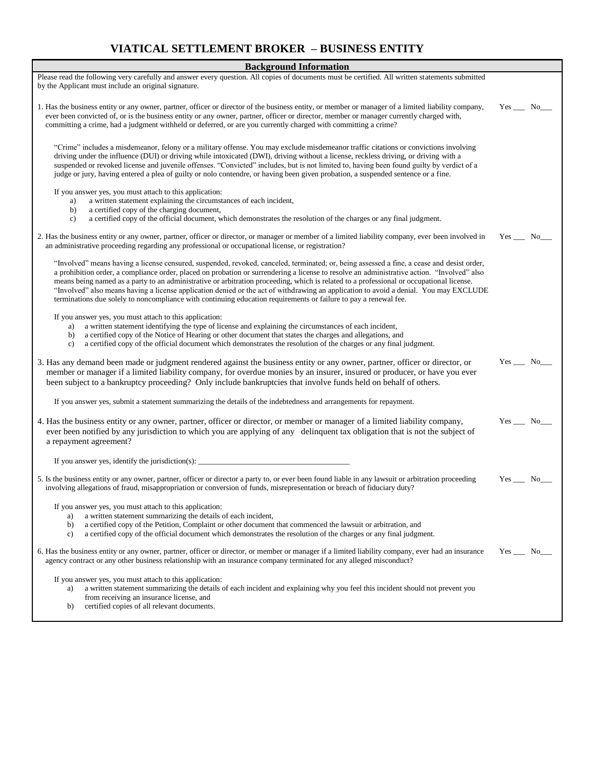# VIATICAL SETTLEMENT BROKER – BUSINESS ENTITY

## Background Information

Please read the following very carefully and answer every question. All copies of documents must be certified. All written statements submitted by the Applicant must include an original signature.

1. Has the business entity or any owner, partner, officer or director of the business entity, or member or manager of a limited liability company, ever been convicted of, or is the business entity or any owner, partner, officer or director, member or manager currently charged with, committing a crime, had a judgment withheld or deferred, or are you currently charged with committing a crime? Yes ___ No___

   "Crime" includes a misdemeanor, felony or a military offense. You may exclude misdemeanor traffic citations or convictions involving driving under the influence (DUI) or driving while intoxicated (DWI), driving without a license, reckless driving, or driving with a suspended or revoked license and juvenile offenses. "Convicted" includes, but is not limited to, having been found guilty by verdict of a judge or jury, having entered a plea of guilty or nolo contendre, or having been given probation, a suspended sentence or a fine.

   If you answer yes, you must attach to this application:
   a) a written statement explaining the circumstances of each incident,
   b) a certified copy of the charging document,
   c) a certified copy of the official document, which demonstrates the resolution of the charges or any final judgment.

2. Has the business entity or any owner, partner, officer or director, or manager or member of a limited liability company, ever been involved in an administrative proceeding regarding any professional or occupational license, or registration? Yes ___ No___

   "Involved" means having a license censured, suspended, revoked, canceled, terminated; or, being assessed a fine, a cease and desist order, a prohibition order, a compliance order, placed on probation or surrendering a license to resolve an administrative action. "Involved" also means being named as a party to an administrative or arbitration proceeding, which is related to a professional or occupational license. "Involved" also means having a license application denied or the act of withdrawing an application to avoid a denial. You may EXCLUDE terminations due solely to noncompliance with continuing education requirements or failure to pay a renewal fee.

   If you answer yes, you must attach to this application:
   a) a written statement identifying the type of license and explaining the circumstances of each incident,
   b) a certified copy of the Notice of Hearing or other document that states the charges and allegations, and
   c) a certified copy of the official document which demonstrates the resolution of the charges or any final judgment.

3. Has any demand been made or judgment rendered against the business entity or any owner, partner, officer or director, or member or manager if a limited liability company, for overdue monies by an insurer, insured or producer, or have you ever been subject to a bankruptcy proceeding? Only include bankruptcies that involve funds held on behalf of others. Yes ___ No___

   If you answer yes, submit a statement summarizing the details of the indebtedness and arrangements for repayment.

4. Has the business entity or any owner, partner, officer or director, or member or manager of a limited liability company, ever been notified by any jurisdiction to which you are applying of any delinquent tax obligation that is not the subject of a repayment agreement? Yes ___ No___

   If you answer yes, identify the jurisdiction(s): _______________________________________

5. Is the business entity or any owner, partner, officer or director a party to, or ever been found liable in any lawsuit or arbitration proceeding involving allegations of fraud, misappropriation or conversion of funds, misrepresentation or breach of fiduciary duty? Yes ___ No___

   If you answer yes, you must attach to this application:
   a) a written statement summarizing the details of each incident,
   b) a certified copy of the Petition, Complaint or other document that commenced the lawsuit or arbitration, and
   c) a certified copy of the official document which demonstrates the resolution of the charges or any final judgment.

6. Has the business entity or any owner, partner, officer or director, or member or manager if a limited liability company, ever had an insurance agency contract or any other business relationship with an insurance company terminated for any alleged misconduct? Yes ___ No___

   If you answer yes, you must attach to this application:
   a) a written statement summarizing the details of each incident and explaining why you feel this incident should not prevent you from receiving an insurance license, and
   b) certified copies of all relevant documents.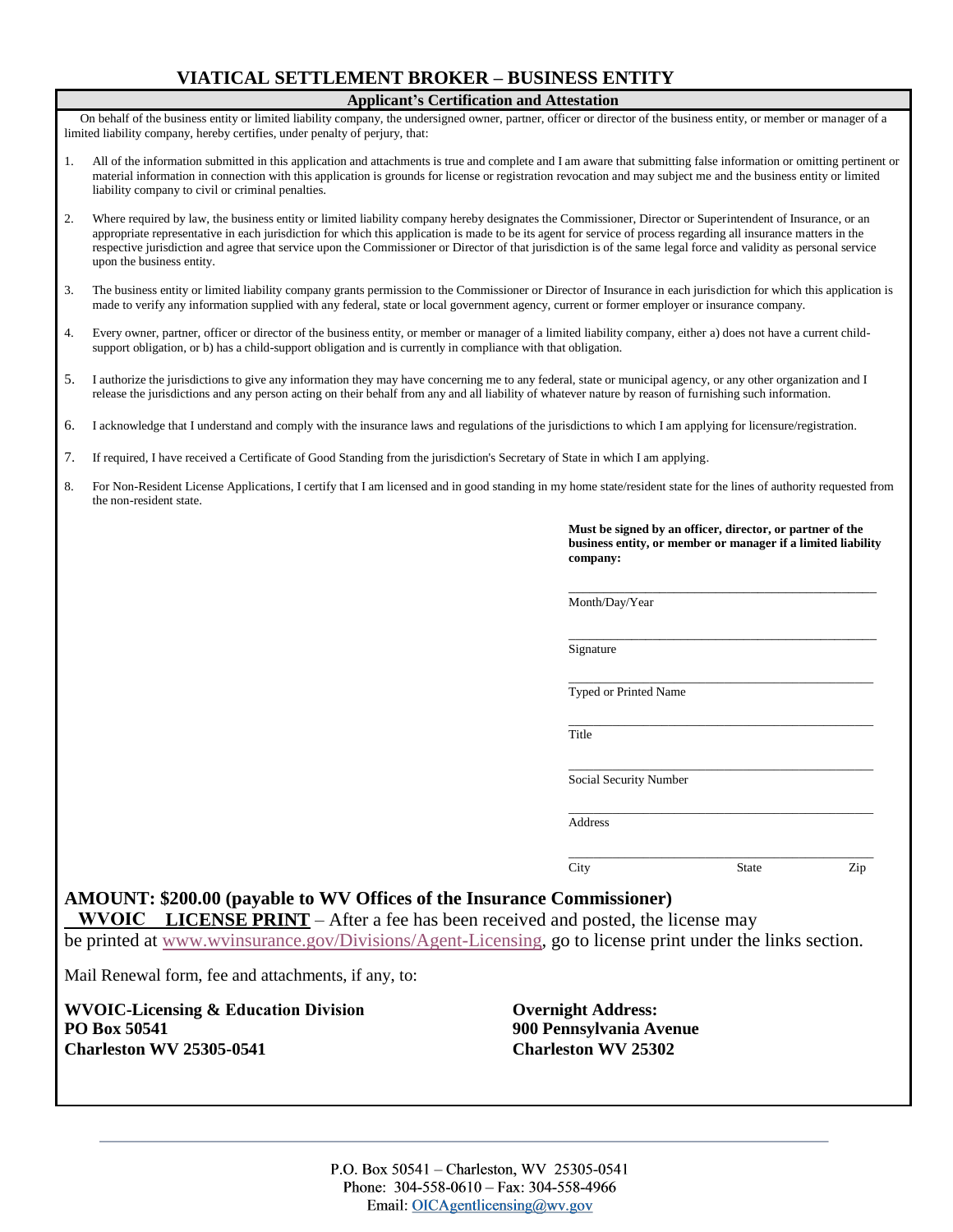# VIATICAL SETTLEMENT BROKER – BUSINESS ENTITY

## Applicant's Certification and Attestation

On behalf of the business entity or limited liability company, the undersigned owner, partner, officer or director of the business entity, or member or manager of a limited liability company, hereby certifies, under penalty of perjury, that:

1. All of the information submitted in this application and attachments is true and complete and I am aware that submitting false information or omitting pertinent or material information in connection with this application is grounds for license or registration revocation and may subject me and the business entity or limited liability company to civil or criminal penalties.

2. Where required by law, the business entity or limited liability company hereby designates the Commissioner, Director or Superintendent of Insurance, or an appropriate representative in each jurisdiction for which this application is made to be its agent for service of process regarding all insurance matters in the respective jurisdiction and agree that service upon the Commissioner or Director of that jurisdiction is of the same legal force and validity as personal service upon the business entity.

3. The business entity or limited liability company grants permission to the Commissioner or Director of Insurance in each jurisdiction for which this application is made to verify any information supplied with any federal, state or local government agency, current or former employer or insurance company.

4. Every owner, partner, officer or director of the business entity, or member or manager of a limited liability company, either a) does not have a current child-support obligation, or b) has a child-support obligation and is currently in compliance with that obligation.

5. I authorize the jurisdictions to give any information they may have concerning me to any federal, state or municipal agency, or any other organization and I release the jurisdictions and any person acting on their behalf from any and all liability of whatever nature by reason of furnishing such information.

6. I acknowledge that I understand and comply with the insurance laws and regulations of the jurisdictions to which I am applying for licensure/registration.

7. If required, I have received a Certificate of Good Standing from the jurisdiction's Secretary of State in which I am applying.

8. For Non-Resident License Applications, I certify that I am licensed and in good standing in my home state/resident state for the lines of authority requested from the non-resident state.

**Must be signed by an officer, director, or partner of the business entity, or member or manager if a limited liability company:**

\_\_\_\_\_\_\_\_\_\_\_\_\_\_\_\_\_\_\_\_\_\_\_\_\_\_\_\_\_\_\_\_\_\_\_\_\_\_\_\_
Month/Day/Year

\_\_\_\_\_\_\_\_\_\_\_\_\_\_\_\_\_\_\_\_\_\_\_\_\_\_\_\_\_\_\_\_\_\_\_\_\_\_\_\_
Signature

\_\_\_\_\_\_\_\_\_\_\_\_\_\_\_\_\_\_\_\_\_\_\_\_\_\_\_\_\_\_\_\_\_\_\_\_\_\_\_\_
Typed or Printed Name

\_\_\_\_\_\_\_\_\_\_\_\_\_\_\_\_\_\_\_\_\_\_\_\_\_\_\_\_\_\_\_\_\_\_\_\_\_\_\_\_
Title

\_\_\_\_\_\_\_\_\_\_\_\_\_\_\_\_\_\_\_\_\_\_\_\_\_\_\_\_\_\_\_\_\_\_\_\_\_\_\_\_
Social Security Number

\_\_\_\_\_\_\_\_\_\_\_\_\_\_\_\_\_\_\_\_\_\_\_\_\_\_\_\_\_\_\_\_\_\_\_\_\_\_\_\_
Address

\_\_\_\_\_\_\_\_\_\_\_\_\_\_\_\_\_\_\_\_\_\_\_\_\_\_\_\_\_\_\_\_\_\_\_\_\_\_\_\_
City State Zip

**AMOUNT: $200.00 (payable to WV Offices of the Insurance Commissioner)**

**WVOIC LICENSE PRINT** – After a fee has been received and posted, the license may be printed at www.wvinsurance.gov/Divisions/Agent-Licensing, go to license print under the links section.

Mail Renewal form, fee and attachments, if any, to:

**WVOIC-Licensing & Education Division**
**PO Box 50541**
**Charleston WV 25305-0541**

**Overnight Address:**
**900 Pennsylvania Avenue**
**Charleston WV 25302**

P.O. Box 50541 – Charleston, WV 25305-0541
Phone: 304-558-0610 – Fax: 304-558-4966
Email: OICAgentlicensing@wv.gov